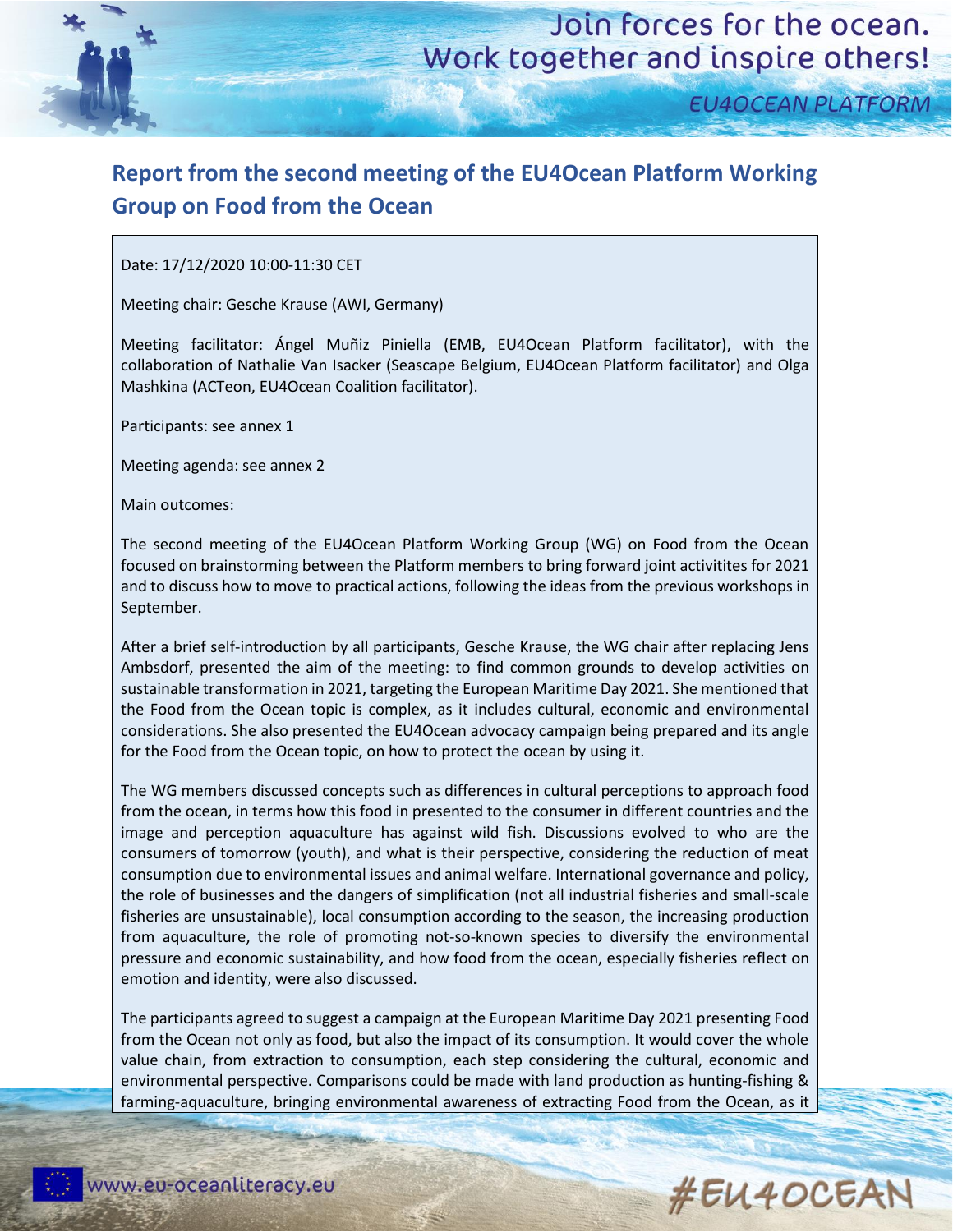# Report from the second meeting of the EU4Ocean Platform Working Group on Food from the Ocean

Date: 17/12/2020 10:00-11:30 CET

Meeting chair: Gesche Krause (AWI, Germany)

Meeting facilitator: Ángel Muñiz Piniella (EMB, EU4Ocean Platform facilitator), with the collaboration of Nathalie Van Isacker (Seascape Belgium, EU4Ocean Platform facilitator) and Olga Mashkina (ACTeon, EU4Ocean Coalition facilitator).

Participants: see annex 1

Meeting agenda: see annex 2

Main outcomes:

The second meeting of the EU4Ocean Platform Working Group (WG) on Food from the Ocean focused on brainstorming between the Platform members to bring forward joint activitites for 2021 and to discuss how to move to practical actions, following the ideas from the previous workshops in September.

After a brief self-introduction by all participants, Gesche Krause, the WG chair after replacing Jens Ambsdorf, presented the aim of the meeting: to find common grounds to develop activities on sustainable transformation in 2021, targeting the European Maritime Day 2021. She mentioned that the Food from the Ocean topic is complex, as it includes cultural, economic and environmental considerations. She also presented the EU4Ocean advocacy campaign being prepared and its angle for the Food from the Ocean topic, on how to protect the ocean by using it.

The WG members discussed concepts such as differences in cultural perceptions to approach food from the ocean, in terms how this food in presented to the consumer in different countries and the image and perception aquaculture has against wild fish. Discussions evolved to who are the consumers of tomorrow (youth), and what is their perspective, considering the reduction of meat consumption due to environmental issues and animal welfare. International governance and policy, the role of businesses and the dangers of simplification (not all industrial fisheries and small-scale fisheries are unsustainable), local consumption according to the season, the increasing production from aquaculture, the role of promoting not-so-known species to diversify the environmental pressure and economic sustainability, and how food from the ocean, especially fisheries reflect on emotion and identity, were also discussed.

The participants agreed to suggest a campaign at the European Maritime Day 2021 presenting Food from the Ocean not only as food, but also the impact of its consumption. It would cover the whole value chain, from extraction to consumption, each step considering the cultural, economic and environmental perspective. Comparisons could be made with land production as hunting-fishing & farming-aquaculture, bringing environmental awareness of extracting Food from the Ocean, as it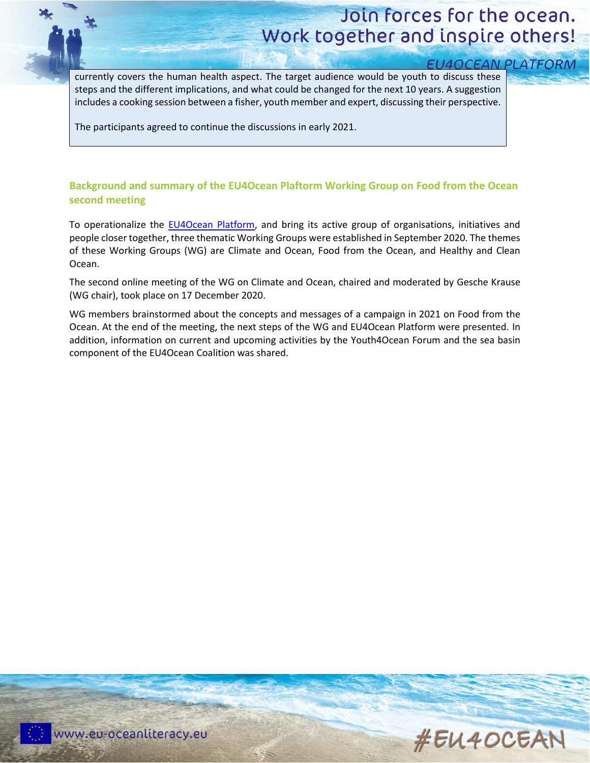currently covers the human health aspect. The target audience would be youth to discuss these steps and the different implications, and what could be changed for the next 10 years. A suggestion includes a cooking session between a fisher, youth member and expert, discussing their perspective.

The participants agreed to continue the discussions in early 2021.

## Background and summary of the EU4Ocean Plaftorm Working Group on Food from the Ocean second meeting

To operationalize the [EU4Ocean Platform](), and bring its active group of organisations, initiatives and people closer together, three thematic Working Groups were established in September 2020. The themes of these Working Groups (WG) are Climate and Ocean, Food from the Ocean, and Healthy and Clean Ocean.

The second online meeting of the WG on Climate and Ocean, chaired and moderated by Gesche Krause (WG chair), took place on 17 December 2020.

WG members brainstormed about the concepts and messages of a campaign in 2021 on Food from the Ocean. At the end of the meeting, the next steps of the WG and EU4Ocean Platform were presented. In addition, information on current and upcoming activities by the Youth4Ocean Forum and the sea basin component of the EU4Ocean Coalition was shared.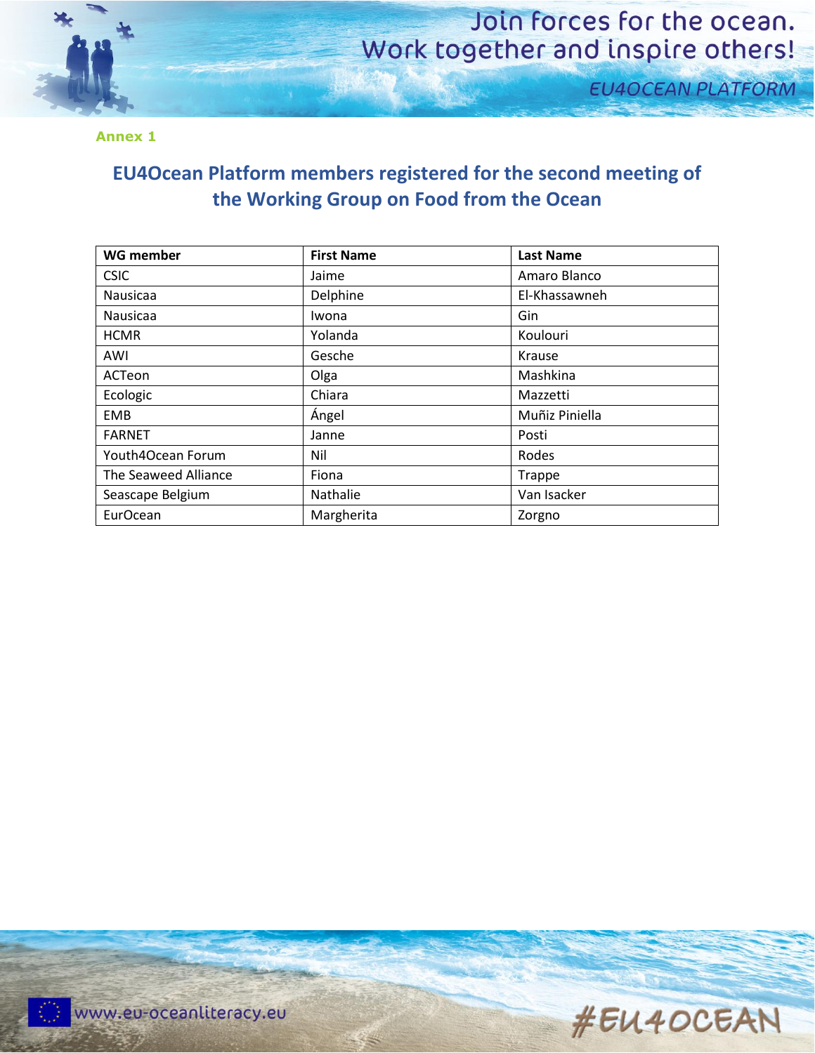Annex 1

## EU4Ocean Platform members registered for the second meeting of the Working Group on Food from the Ocean

| WG member | First Name | Last Name |
|---|---|---|
| CSIC | Jaime | Amaro Blanco |
| Nausicaa | Delphine | El-Khassawneh |
| Nausicaa | Iwona | Gin |
| HCMR | Yolanda | Koulouri |
| AWI | Gesche | Krause |
| ACTeon | Olga | Mashkina |
| Ecologic | Chiara | Mazzetti |
| EMB | Ángel | Muñiz Piniella |
| FARNET | Janne | Posti |
| Youth4Ocean Forum | Nil | Rodes |
| The Seaweed Alliance | Fiona | Trappe |
| Seascape Belgium | Nathalie | Van Isacker |
| EurOcean | Margherita | Zorgno |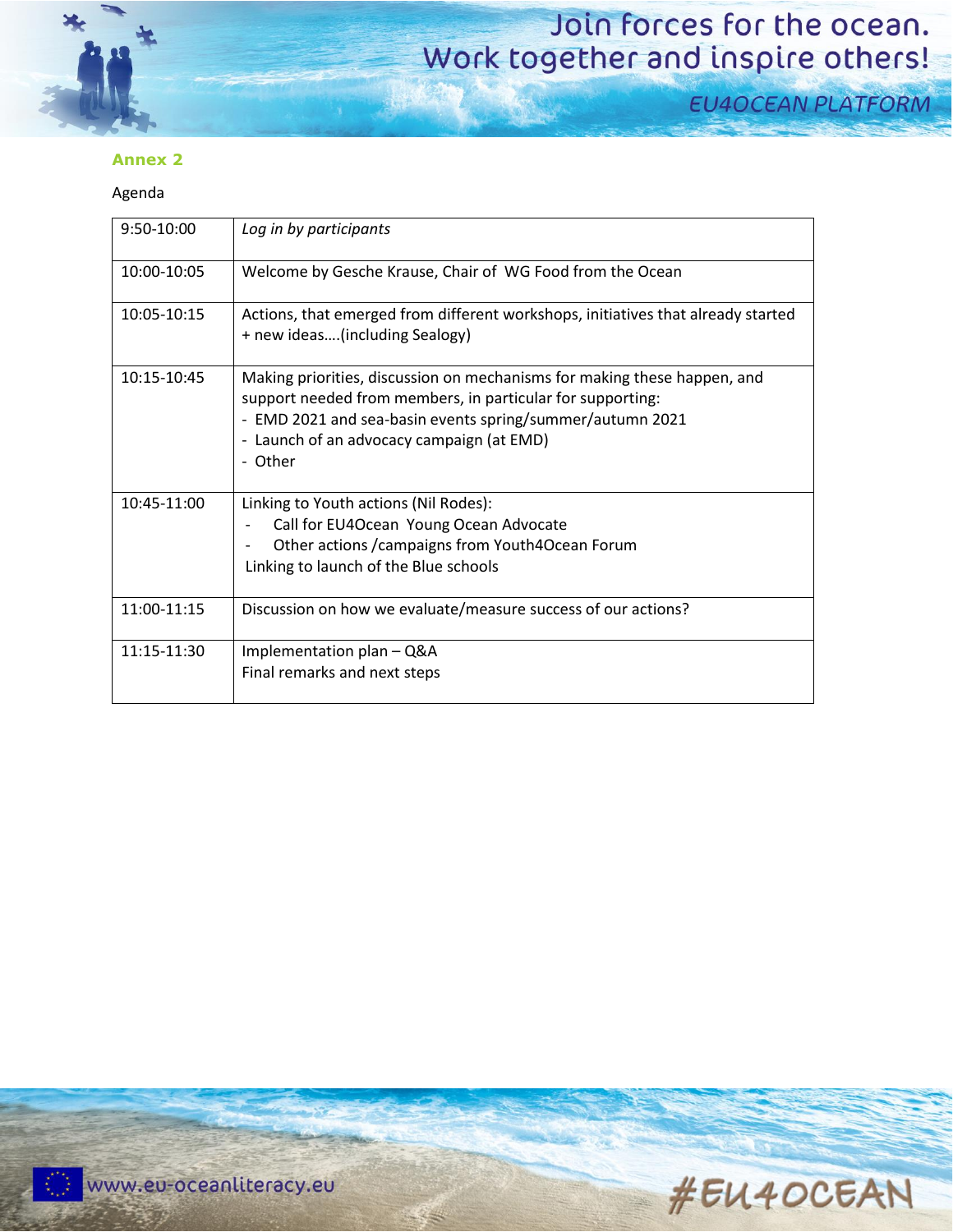**Annex 2**

Agenda

| | |
|---|---|
| 9:50-10:00 | *Log in by participants* |
| 10:00-10:05 | Welcome by Gesche Krause, Chair of WG Food from the Ocean |
| 10:05-10:15 | Actions, that emerged from different workshops, initiatives that already started + new ideas….(including Sealogy) |
| 10:15-10:45 | Making priorities, discussion on mechanisms for making these happen, and support needed from members, in particular for supporting:<br>- EMD 2021 and sea-basin events spring/summer/autumn 2021<br>- Launch of an advocacy campaign (at EMD)<br>- Other |
| 10:45-11:00 | Linking to Youth actions (Nil Rodes):<br>- Call for EU4Ocean Young Ocean Advocate<br>- Other actions /campaigns from Youth4Ocean Forum<br>Linking to launch of the Blue schools |
| 11:00-11:15 | Discussion on how we evaluate/measure success of our actions? |
| 11:15-11:30 | Implementation plan – Q&A<br>Final remarks and next steps |